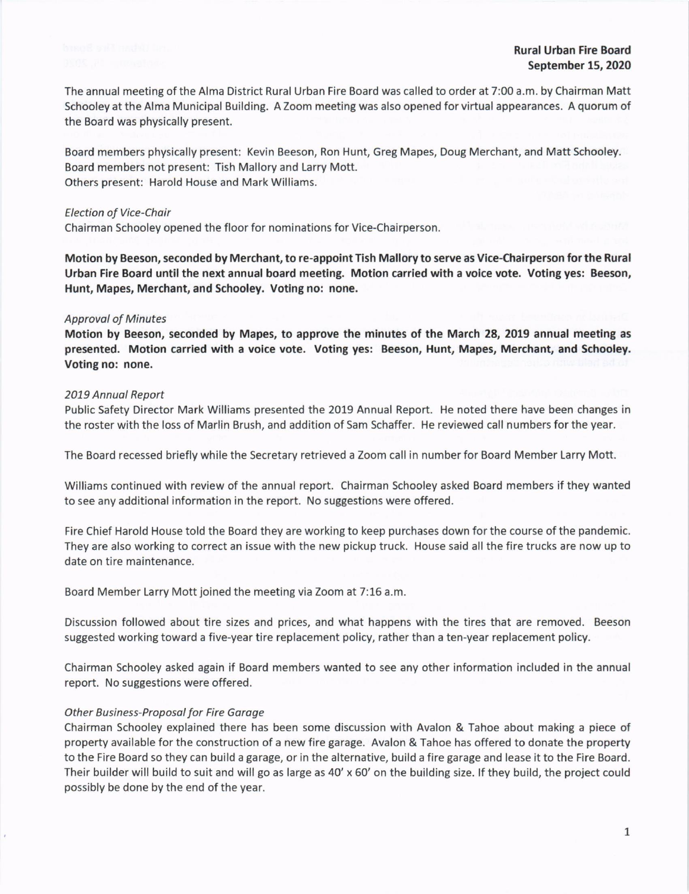**Rural Urban Fire Board**
**September 15, 2020**

The annual meeting of the Alma District Rural Urban Fire Board was called to order at 7:00 a.m. by Chairman Matt Schooley at the Alma Municipal Building. A Zoom meeting was also opened for virtual appearances. A quorum of the Board was physically present.

Board members physically present: Kevin Beeson, Ron Hunt, Greg Mapes, Doug Merchant, and Matt Schooley.
Board members not present: Tish Mallory and Larry Mott.
Others present: Harold House and Mark Williams.

*Election of Vice-Chair*
Chairman Schooley opened the floor for nominations for Vice-Chairperson.

**Motion by Beeson, seconded by Merchant, to re-appoint Tish Mallory to serve as Vice-Chairperson for the Rural Urban Fire Board until the next annual board meeting. Motion carried with a voice vote. Voting yes: Beeson, Hunt, Mapes, Merchant, and Schooley. Voting no: none.**

*Approval of Minutes*
**Motion by Beeson, seconded by Mapes, to approve the minutes of the March 28, 2019 annual meeting as presented. Motion carried with a voice vote. Voting yes: Beeson, Hunt, Mapes, Merchant, and Schooley. Voting no: none.**

*2019 Annual Report*
Public Safety Director Mark Williams presented the 2019 Annual Report. He noted there have been changes in the roster with the loss of Marlin Brush, and addition of Sam Schaffer. He reviewed call numbers for the year.

The Board recessed briefly while the Secretary retrieved a Zoom call in number for Board Member Larry Mott.

Williams continued with review of the annual report. Chairman Schooley asked Board members if they wanted to see any additional information in the report. No suggestions were offered.

Fire Chief Harold House told the Board they are working to keep purchases down for the course of the pandemic. They are also working to correct an issue with the new pickup truck. House said all the fire trucks are now up to date on tire maintenance.

Board Member Larry Mott joined the meeting via Zoom at 7:16 a.m.

Discussion followed about tire sizes and prices, and what happens with the tires that are removed. Beeson suggested working toward a five-year tire replacement policy, rather than a ten-year replacement policy.

Chairman Schooley asked again if Board members wanted to see any other information included in the annual report. No suggestions were offered.

*Other Business-Proposal for Fire Garage*
Chairman Schooley explained there has been some discussion with Avalon & Tahoe about making a piece of property available for the construction of a new fire garage. Avalon & Tahoe has offered to donate the property to the Fire Board so they can build a garage, or in the alternative, build a fire garage and lease it to the Fire Board. Their builder will build to suit and will go as large as 40' x 60' on the building size. If they build, the project could possibly be done by the end of the year.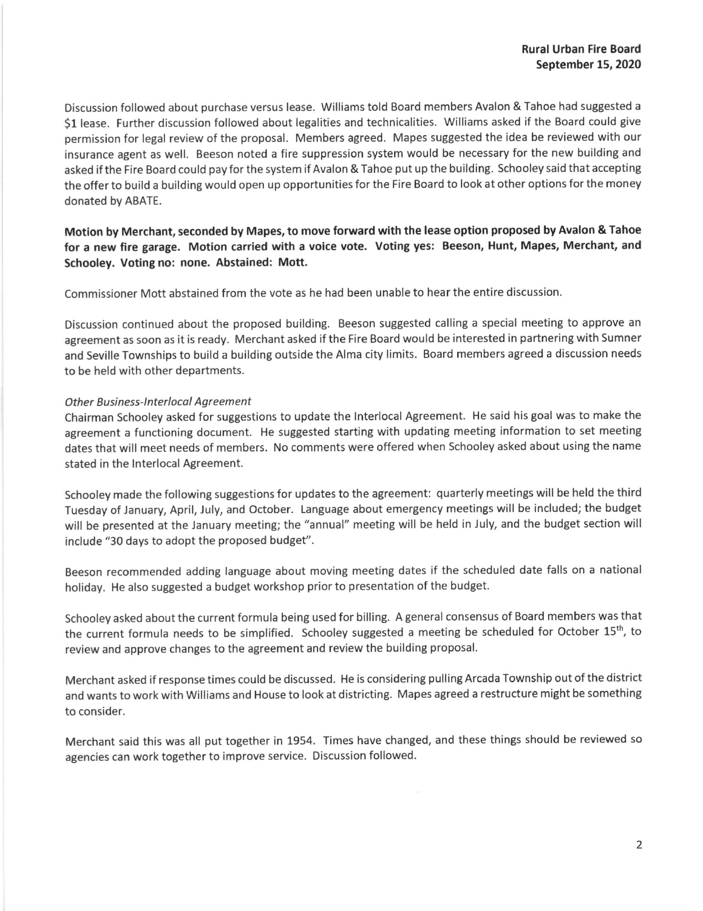Discussion followed about purchase versus lease. Williams told Board members Avalon & Tahoe had suggested a $1 lease. Further discussion followed about legalities and technicalities. Williams asked if the Board could give permission for legal review of the proposal. Members agreed. Mapes suggested the idea be reviewed with our insurance agent as well. Beeson noted a fire suppression system would be necessary for the new building and asked if the Fire Board could pay for the system if Avalon & Tahoe put up the building. Schooley said that accepting the offer to build a building would open up opportunities for the Fire Board to look at other options for the money donated by ABATE.

**Motion by Merchant, seconded by Mapes, to move forward with the lease option proposed by Avalon & Tahoe for a new fire garage. Motion carried with a voice vote. Voting yes: Beeson, Hunt, Mapes, Merchant, and Schooley. Voting no: none. Abstained: Mott.**

Commissioner Mott abstained from the vote as he had been unable to hear the entire discussion.

Discussion continued about the proposed building. Beeson suggested calling a special meeting to approve an agreement as soon as it is ready. Merchant asked if the Fire Board would be interested in partnering with Sumner and Seville Townships to build a building outside the Alma city limits. Board members agreed a discussion needs to be held with other departments.

*Other Business-Interlocal Agreement*

Chairman Schooley asked for suggestions to update the Interlocal Agreement. He said his goal was to make the agreement a functioning document. He suggested starting with updating meeting information to set meeting dates that will meet needs of members. No comments were offered when Schooley asked about using the name stated in the Interlocal Agreement.

Schooley made the following suggestions for updates to the agreement: quarterly meetings will be held the third Tuesday of January, April, July, and October. Language about emergency meetings will be included; the budget will be presented at the January meeting; the "annual" meeting will be held in July, and the budget section will include "30 days to adopt the proposed budget".

Beeson recommended adding language about moving meeting dates if the scheduled date falls on a national holiday. He also suggested a budget workshop prior to presentation of the budget.

Schooley asked about the current formula being used for billing. A general consensus of Board members was that the current formula needs to be simplified. Schooley suggested a meeting be scheduled for October 15th, to review and approve changes to the agreement and review the building proposal.

Merchant asked if response times could be discussed. He is considering pulling Arcada Township out of the district and wants to work with Williams and House to look at districting. Mapes agreed a restructure might be something to consider.

Merchant said this was all put together in 1954. Times have changed, and these things should be reviewed so agencies can work together to improve service. Discussion followed.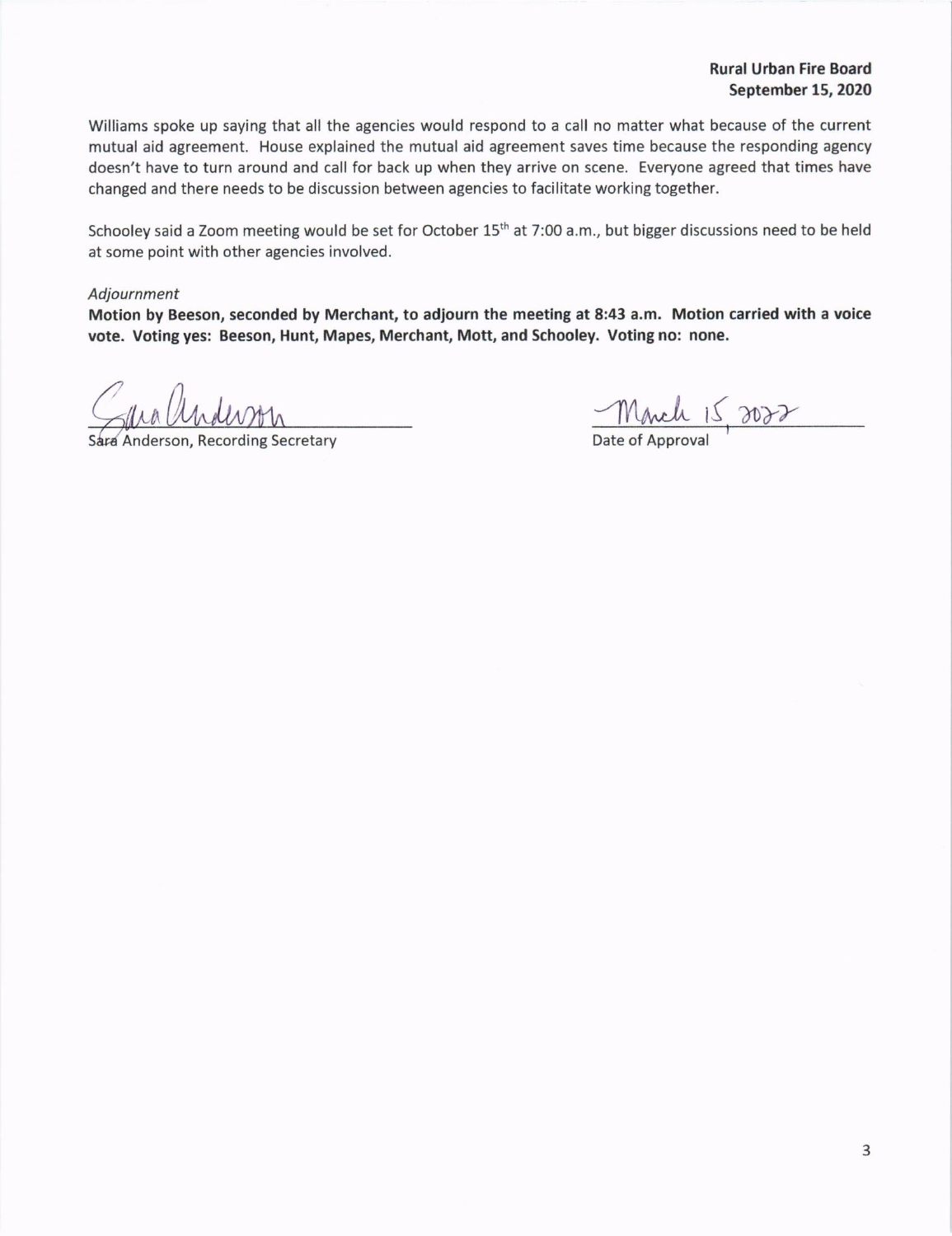Williams spoke up saying that all the agencies would respond to a call no matter what because of the current mutual aid agreement. House explained the mutual aid agreement saves time because the responding agency doesn't have to turn around and call for back up when they arrive on scene. Everyone agreed that times have changed and there needs to be discussion between agencies to facilitate working together.

Schooley said a Zoom meeting would be set for October 15th at 7:00 a.m., but bigger discussions need to be held at some point with other agencies involved.

*Adjournment*

**Motion by Beeson, seconded by Merchant, to adjourn the meeting at 8:43 a.m. Motion carried with a voice vote. Voting yes: Beeson, Hunt, Mapes, Merchant, Mott, and Schooley. Voting no: none.**

Sara Anderson

Sara Anderson, Recording Secretary

March 15, 2022

Date of Approval